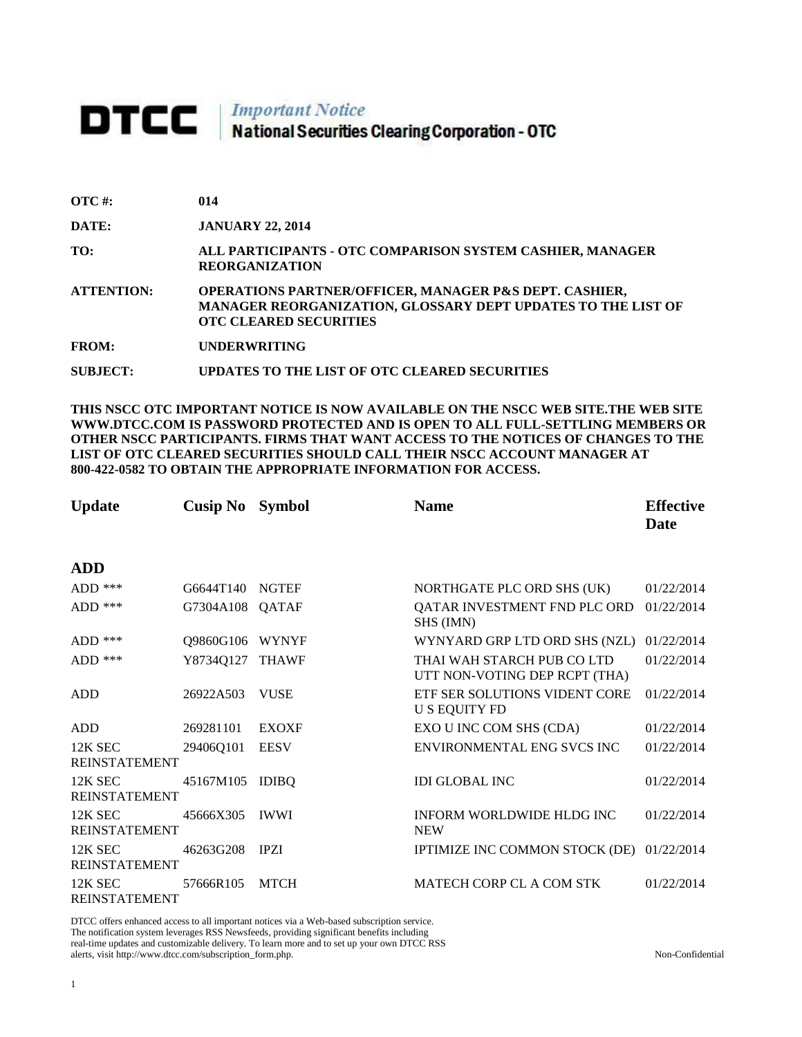# DTCC | *Important Notice* National Securities Clearing Corporation - OTC

**OTC #:** 014

**DATE:** JANUARY 22, 2014

**TO:** ALL PARTICIPANTS - OTC COMPARISON SYSTEM CASHIER, MANAGER REORGANIZATION

**ATTENTION:** OPERATIONS PARTNER/OFFICER, MANAGER P&S DEPT. CASHIER, MANAGER REORGANIZATION, GLOSSARY DEPT UPDATES TO THE LIST OF OTC CLEARED SECURITIES

**FROM:** UNDERWRITING

**SUBJECT:** UPDATES TO THE LIST OF OTC CLEARED SECURITIES

**THIS NSCC OTC IMPORTANT NOTICE IS NOW AVAILABLE ON THE NSCC WEB SITE.THE WEB SITE WWW.DTCC.COM IS PASSWORD PROTECTED AND IS OPEN TO ALL FULL-SETTLING MEMBERS OR OTHER NSCC PARTICIPANTS. FIRMS THAT WANT ACCESS TO THE NOTICES OF CHANGES TO THE LIST OF OTC CLEARED SECURITIES SHOULD CALL THEIR NSCC ACCOUNT MANAGER AT 800-422-0582 TO OBTAIN THE APPROPRIATE INFORMATION FOR ACCESS.**

| Update | Cusip No | Symbol | Name | Effective Date |
|---|---|---|---|---|
| **ADD** | | | | |
| ADD *** | G6644T140 | NGTEF | NORTHGATE PLC ORD SHS (UK) | 01/22/2014 |
| ADD *** | G7304A108 | QATAF | QATAR INVESTMENT FND PLC ORD SHS (IMN) | 01/22/2014 |
| ADD *** | Q9860G106 | WYNYF | WYNYARD GRP LTD ORD SHS (NZL) | 01/22/2014 |
| ADD *** | Y8734Q127 | THAWF | THAI WAH STARCH PUB CO LTD UTT NON-VOTING DEP RCPT (THA) | 01/22/2014 |
| ADD | 26922A503 | VUSE | ETF SER SOLUTIONS VIDENT CORE U S EQUITY FD | 01/22/2014 |
| ADD | 269281101 | EXOXF | EXO U INC COM SHS (CDA) | 01/22/2014 |
| 12K SEC REINSTATEMENT | 29406Q101 | EESV | ENVIRONMENTAL ENG SVCS INC | 01/22/2014 |
| 12K SEC REINSTATEMENT | 45167M105 | IDIBQ | IDI GLOBAL INC | 01/22/2014 |
| 12K SEC REINSTATEMENT | 45666X305 | IWWI | INFORM WORLDWIDE HLDG INC NEW | 01/22/2014 |
| 12K SEC REINSTATEMENT | 46263G208 | IPZI | IPTIMIZE INC COMMON STOCK (DE) | 01/22/2014 |
| 12K SEC REINSTATEMENT | 57666R105 | MTCH | MATECH CORP CL A COM STK | 01/22/2014 |

DTCC offers enhanced access to all important notices via a Web-based subscription service. The notification system leverages RSS Newsfeeds, providing significant benefits including real-time updates and customizable delivery. To learn more and to set up your own DTCC RSS alerts, visit http://www.dtcc.com/subscription_form.php.

Non-Confidential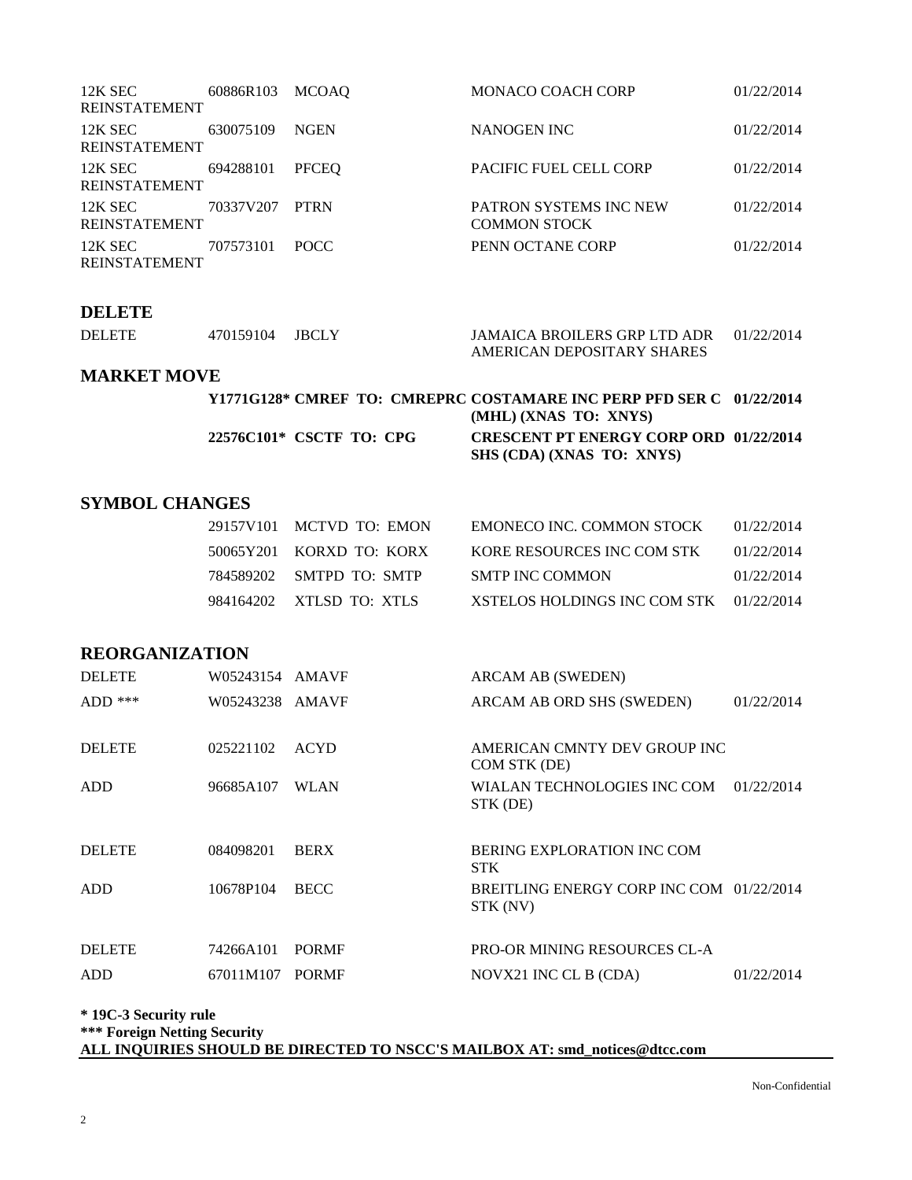| | | | | |
|---|---|---|---|---|
| 12K SEC REINSTATEMENT | 60886R103 | MCOAQ | MONACO COACH CORP | 01/22/2014 |
| 12K SEC REINSTATEMENT | 630075109 | NGEN | NANOGEN INC | 01/22/2014 |
| 12K SEC REINSTATEMENT | 694288101 | PFCEQ | PACIFIC FUEL CELL CORP | 01/22/2014 |
| 12K SEC REINSTATEMENT | 70337V207 | PTRN | PATRON SYSTEMS INC NEW COMMON STOCK | 01/22/2014 |
| 12K SEC REINSTATEMENT | 707573101 | POCC | PENN OCTANE CORP | 01/22/2014 |

## DELETE

| | | | | |
|---|---|---|---|---|
| DELETE | 470159104 | JBCLY | JAMAICA BROILERS GRP LTD ADR AMERICAN DEPOSITARY SHARES | 01/22/2014 |

## MARKET MOVE

| | | | |
|---|---|---|---|
| **Y1771G128*** | **CMREF TO: CMREPRC** | **COSTAMARE INC PERP PFD SER C (MHL) (XNAS TO: XNYS)** | **01/22/2014** |
| **22576C101*** | **CSCTF TO: CPG** | **CRESCENT PT ENERGY CORP ORD SHS (CDA) (XNAS TO: XNYS)** | **01/22/2014** |

## SYMBOL CHANGES

| | | | |
|---|---|---|---|
| 29157V101 | MCTVD TO: EMON | EMONECO INC. COMMON STOCK | 01/22/2014 |
| 50065Y201 | KORXD TO: KORX | KORE RESOURCES INC COM STK | 01/22/2014 |
| 784589202 | SMTPD TO: SMTP | SMTP INC COMMON | 01/22/2014 |
| 984164202 | XTLSD TO: XTLS | XSTELOS HOLDINGS INC COM STK | 01/22/2014 |

## REORGANIZATION

| | | | | |
|---|---|---|---|---|
| DELETE | W05243154 | AMAVF | ARCAM AB (SWEDEN) | |
| ADD *** | W05243238 | AMAVF | ARCAM AB ORD SHS (SWEDEN) | 01/22/2014 |
| DELETE | 025221102 | ACYD | AMERICAN CMNTY DEV GROUP INC COM STK (DE) | |
| ADD | 96685A107 | WLAN | WIALAN TECHNOLOGIES INC COM STK (DE) | 01/22/2014 |
| DELETE | 084098201 | BERX | BERING EXPLORATION INC COM STK | |
| ADD | 10678P104 | BECC | BREITLING ENERGY CORP INC COM STK (NV) | 01/22/2014 |
| DELETE | 74266A101 | PORMF | PRO-OR MINING RESOURCES CL-A | |
| ADD | 67011M107 | PORMF | NOVX21 INC CL B (CDA) | 01/22/2014 |

**\* 19C-3 Security rule**
**\*\*\* Foreign Netting Security**
**ALL INQUIRIES SHOULD BE DIRECTED TO NSCC'S MAILBOX AT: smd_notices@dtcc.com**

Non-Confidential